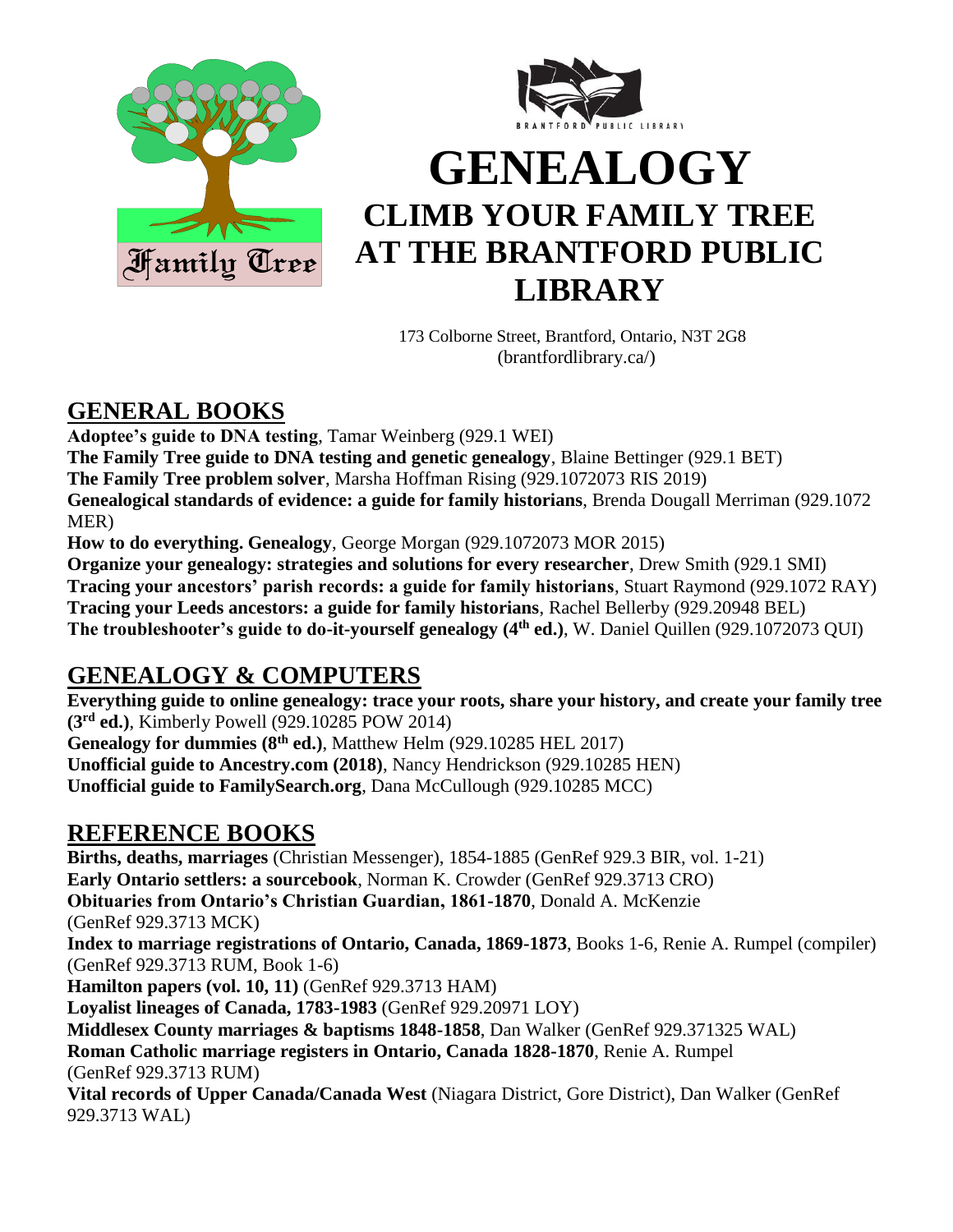# GENEALOGY

## CLIMB YOUR FAMILY TREE AT THE BRANTFORD PUBLIC LIBRARY

173 Colborne Street, Brantford, Ontario, N3T 2G8
(brantfordlibrary.ca/)

## GENERAL BOOKS

**Adoptee's guide to DNA testing**, Tamar Weinberg (929.1 WEI)
**The Family Tree guide to DNA testing and genetic genealogy**, Blaine Bettinger (929.1 BET)
**The Family Tree problem solver**, Marsha Hoffman Rising (929.1072073 RIS 2019)
**Genealogical standards of evidence: a guide for family historians**, Brenda Dougall Merriman (929.1072 MER)
**How to do everything. Genealogy**, George Morgan (929.1072073 MOR 2015)
**Organize your genealogy: strategies and solutions for every researcher**, Drew Smith (929.1 SMI)
**Tracing your ancestors' parish records: a guide for family historians**, Stuart Raymond (929.1072 RAY)
**Tracing your Leeds ancestors: a guide for family historians**, Rachel Bellerby (929.20948 BEL)
**The troubleshooter's guide to do-it-yourself genealogy (4th ed.)**, W. Daniel Quillen (929.1072073 QUI)

## GENEALOGY & COMPUTERS

**Everything guide to online genealogy: trace your roots, share your history, and create your family tree (3rd ed.)**, Kimberly Powell (929.10285 POW 2014)
**Genealogy for dummies (8th ed.)**, Matthew Helm (929.10285 HEL 2017)
**Unofficial guide to Ancestry.com (2018)**, Nancy Hendrickson (929.10285 HEN)
**Unofficial guide to FamilySearch.org**, Dana McCullough (929.10285 MCC)

## REFERENCE BOOKS

**Births, deaths, marriages** (Christian Messenger), 1854-1885 (GenRef 929.3 BIR, vol. 1-21)
**Early Ontario settlers: a sourcebook**, Norman K. Crowder (GenRef 929.3713 CRO)
**Obituaries from Ontario's Christian Guardian, 1861-1870**, Donald A. McKenzie (GenRef 929.3713 MCK)
**Index to marriage registrations of Ontario, Canada, 1869-1873**, Books 1-6, Renie A. Rumpel (compiler) (GenRef 929.3713 RUM, Book 1-6)
**Hamilton papers (vol. 10, 11)** (GenRef 929.3713 HAM)
**Loyalist lineages of Canada, 1783-1983** (GenRef 929.20971 LOY)
**Middlesex County marriages & baptisms 1848-1858**, Dan Walker (GenRef 929.371325 WAL)
**Roman Catholic marriage registers in Ontario, Canada 1828-1870**, Renie A. Rumpel (GenRef 929.3713 RUM)
**Vital records of Upper Canada/Canada West** (Niagara District, Gore District), Dan Walker (GenRef 929.3713 WAL)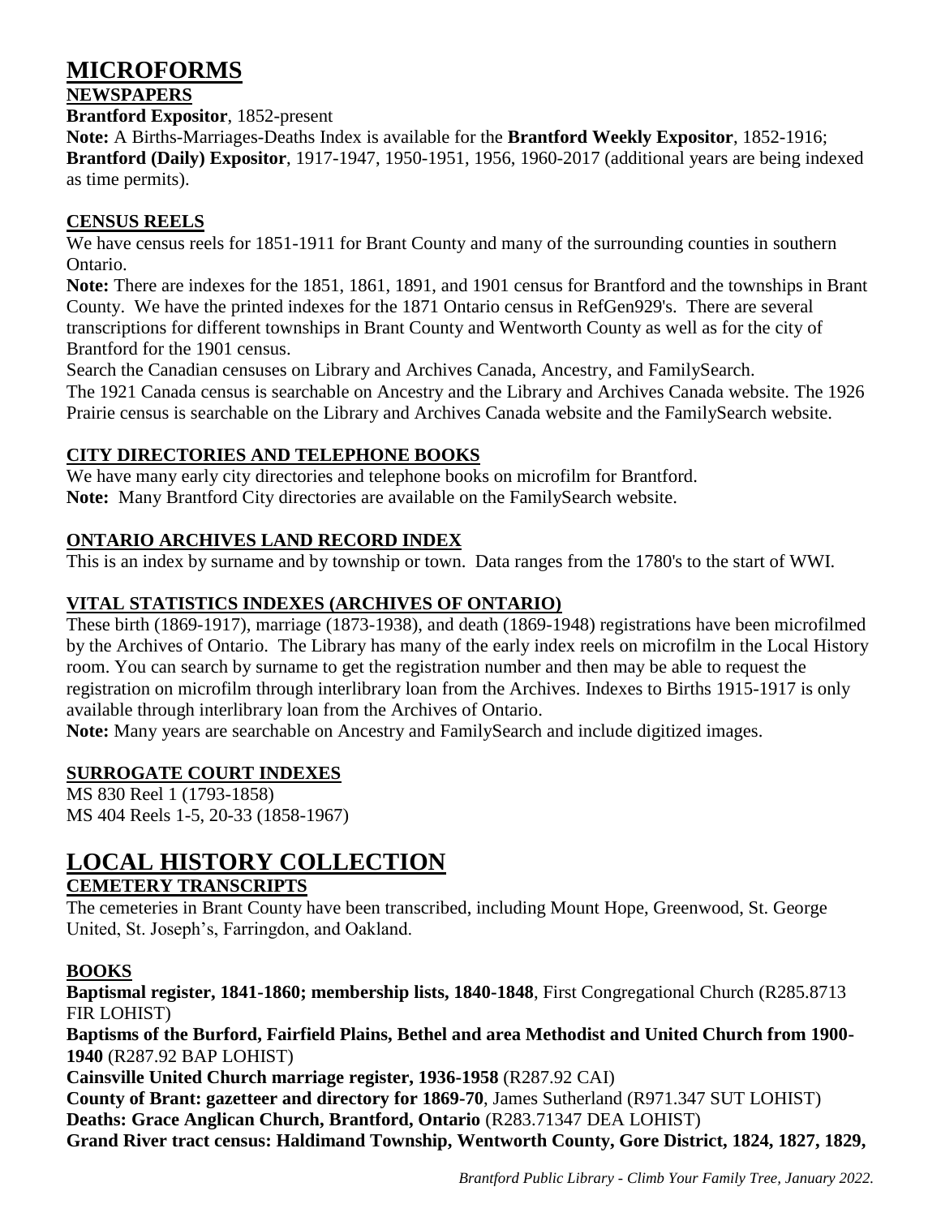# MICROFORMS

## NEWSPAPERS

**Brantford Expositor**, 1852-present

**Note:** A Births-Marriages-Deaths Index is available for the **Brantford Weekly Expositor**, 1852-1916; **Brantford (Daily) Expositor**, 1917-1947, 1950-1951, 1956, 1960-2017 (additional years are being indexed as time permits).

## CENSUS REELS

We have census reels for 1851-1911 for Brant County and many of the surrounding counties in southern Ontario.

**Note:** There are indexes for the 1851, 1861, 1891, and 1901 census for Brantford and the townships in Brant County. We have the printed indexes for the 1871 Ontario census in RefGen929's. There are several transcriptions for different townships in Brant County and Wentworth County as well as for the city of Brantford for the 1901 census.

Search the Canadian censuses on Library and Archives Canada, Ancestry, and FamilySearch.

The 1921 Canada census is searchable on Ancestry and the Library and Archives Canada website. The 1926 Prairie census is searchable on the Library and Archives Canada website and the FamilySearch website.

## CITY DIRECTORIES AND TELEPHONE BOOKS

We have many early city directories and telephone books on microfilm for Brantford.

**Note:** Many Brantford City directories are available on the FamilySearch website.

## ONTARIO ARCHIVES LAND RECORD INDEX

This is an index by surname and by township or town. Data ranges from the 1780's to the start of WWI.

## VITAL STATISTICS INDEXES (ARCHIVES OF ONTARIO)

These birth (1869-1917), marriage (1873-1938), and death (1869-1948) registrations have been microfilmed by the Archives of Ontario. The Library has many of the early index reels on microfilm in the Local History room. You can search by surname to get the registration number and then may be able to request the registration on microfilm through interlibrary loan from the Archives. Indexes to Births 1915-1917 is only available through interlibrary loan from the Archives of Ontario.

**Note:** Many years are searchable on Ancestry and FamilySearch and include digitized images.

## SURROGATE COURT INDEXES

MS 830 Reel 1 (1793-1858)
MS 404 Reels 1-5, 20-33 (1858-1967)

# LOCAL HISTORY COLLECTION

## CEMETERY TRANSCRIPTS

The cemeteries in Brant County have been transcribed, including Mount Hope, Greenwood, St. George United, St. Joseph's, Farringdon, and Oakland.

## BOOKS

**Baptismal register, 1841-1860; membership lists, 1840-1848**, First Congregational Church (R285.8713 FIR LOHIST)

**Baptisms of the Burford, Fairfield Plains, Bethel and area Methodist and United Church from 1900-1940** (R287.92 BAP LOHIST)

**Cainsville United Church marriage register, 1936-1958** (R287.92 CAI)

**County of Brant: gazetteer and directory for 1869-70**, James Sutherland (R971.347 SUT LOHIST)

**Deaths: Grace Anglican Church, Brantford, Ontario** (R283.71347 DEA LOHIST)

**Grand River tract census: Haldimand Township, Wentworth County, Gore District, 1824, 1827, 1829,**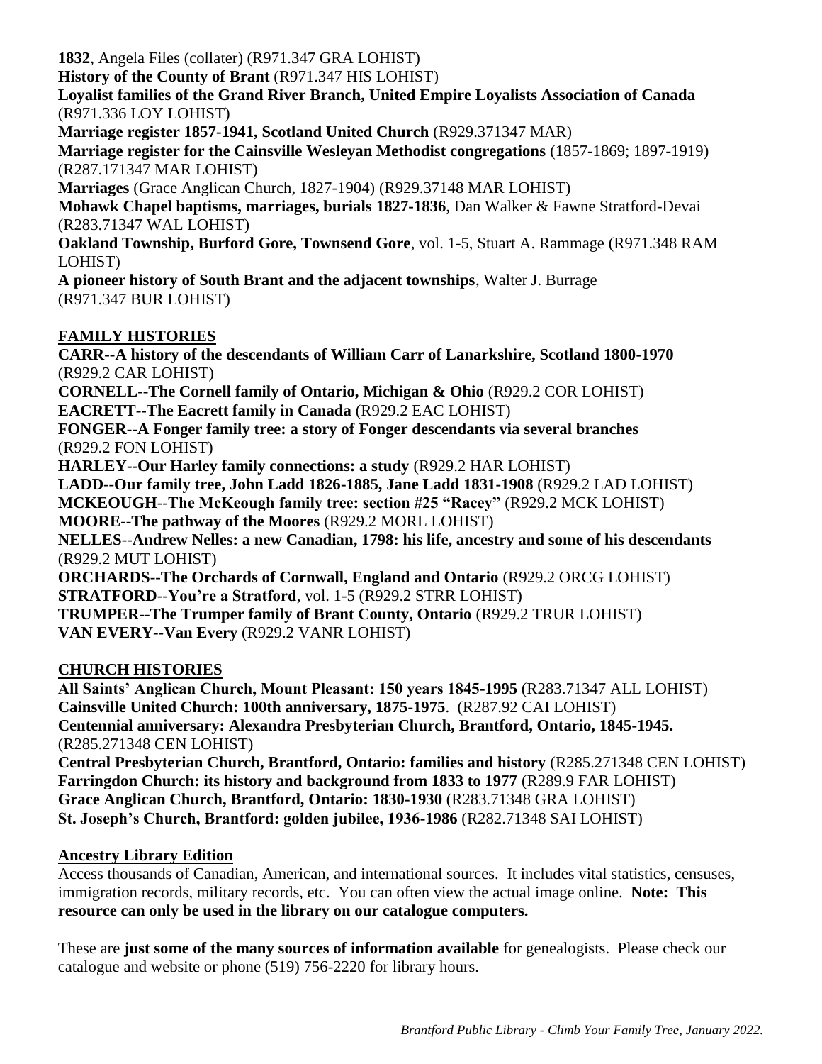**1832**, Angela Files (collater) (R971.347 GRA LOHIST)

**History of the County of Brant** (R971.347 HIS LOHIST)

**Loyalist families of the Grand River Branch, United Empire Loyalists Association of Canada** (R971.336 LOY LOHIST)

**Marriage register 1857-1941, Scotland United Church** (R929.371347 MAR)

**Marriage register for the Cainsville Wesleyan Methodist congregations** (1857-1869; 1897-1919) (R287.171347 MAR LOHIST)

**Marriages** (Grace Anglican Church, 1827-1904) (R929.37148 MAR LOHIST)

**Mohawk Chapel baptisms, marriages, burials 1827-1836**, Dan Walker & Fawne Stratford-Devai (R283.71347 WAL LOHIST)

**Oakland Township, Burford Gore, Townsend Gore**, vol. 1-5, Stuart A. Rammage (R971.348 RAM LOHIST)

**A pioneer history of South Brant and the adjacent townships**, Walter J. Burrage (R971.347 BUR LOHIST)

## FAMILY HISTORIES

**CARR--A history of the descendants of William Carr of Lanarkshire, Scotland 1800-1970** (R929.2 CAR LOHIST)

**CORNELL--The Cornell family of Ontario, Michigan & Ohio** (R929.2 COR LOHIST)

**EACRETT--The Eacrett family in Canada** (R929.2 EAC LOHIST)

**FONGER--A Fonger family tree: a story of Fonger descendants via several branches** (R929.2 FON LOHIST)

**HARLEY--Our Harley family connections: a study** (R929.2 HAR LOHIST)

**LADD--Our family tree, John Ladd 1826-1885, Jane Ladd 1831-1908** (R929.2 LAD LOHIST)

**MCKEOUGH--The McKeough family tree: section #25 "Racey"** (R929.2 MCK LOHIST)

**MOORE--The pathway of the Moores** (R929.2 MORL LOHIST)

**NELLES--Andrew Nelles: a new Canadian, 1798: his life, ancestry and some of his descendants** (R929.2 MUT LOHIST)

**ORCHARDS--The Orchards of Cornwall, England and Ontario** (R929.2 ORCG LOHIST)

**STRATFORD--You're a Stratford**, vol. 1-5 (R929.2 STRR LOHIST)

**TRUMPER--The Trumper family of Brant County, Ontario** (R929.2 TRUR LOHIST)

**VAN EVERY--Van Every** (R929.2 VANR LOHIST)

## CHURCH HISTORIES

**All Saints' Anglican Church, Mount Pleasant: 150 years 1845-1995** (R283.71347 ALL LOHIST)

**Cainsville United Church: 100th anniversary, 1875-1975**. (R287.92 CAI LOHIST)

**Centennial anniversary: Alexandra Presbyterian Church, Brantford, Ontario, 1845-1945.** (R285.271348 CEN LOHIST)

**Central Presbyterian Church, Brantford, Ontario: families and history** (R285.271348 CEN LOHIST)

**Farringdon Church: its history and background from 1833 to 1977** (R289.9 FAR LOHIST)

**Grace Anglican Church, Brantford, Ontario: 1830-1930** (R283.71348 GRA LOHIST)

**St. Joseph's Church, Brantford: golden jubilee, 1936-1986** (R282.71348 SAI LOHIST)

## Ancestry Library Edition

Access thousands of Canadian, American, and international sources. It includes vital statistics, censuses, immigration records, military records, etc. You can often view the actual image online. **Note: This resource can only be used in the library on our catalogue computers.**

These are **just some of the many sources of information available** for genealogists. Please check our catalogue and website or phone (519) 756-2220 for library hours.

*Brantford Public Library - Climb Your Family Tree, January 2022.*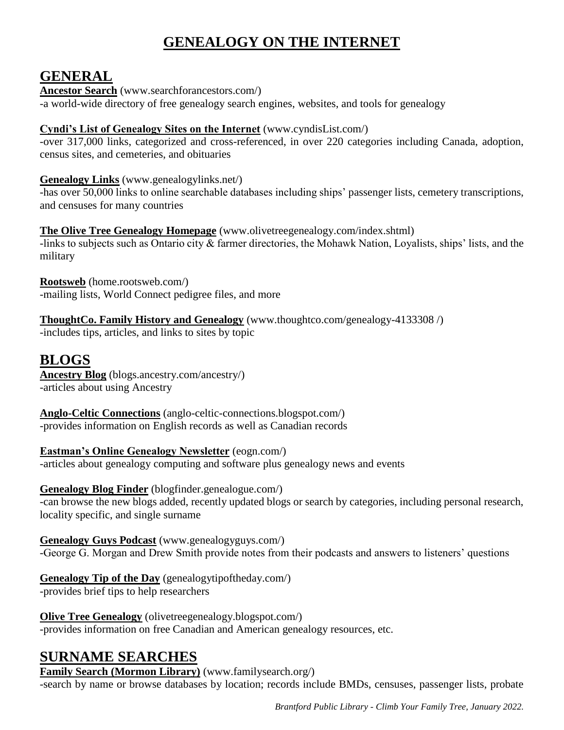# GENEALOGY ON THE INTERNET

## GENERAL

**Ancestor Search** (www.searchforancestors.com/)
-a world-wide directory of free genealogy search engines, websites, and tools for genealogy

**Cyndi's List of Genealogy Sites on the Internet** (www.cyndisList.com/)
-over 317,000 links, categorized and cross-referenced, in over 220 categories including Canada, adoption, census sites, and cemeteries, and obituaries

**Genealogy Links** (www.genealogylinks.net/)
-has over 50,000 links to online searchable databases including ships' passenger lists, cemetery transcriptions, and censuses for many countries

**The Olive Tree Genealogy Homepage** (www.olivetreegenealogy.com/index.shtml)
-links to subjects such as Ontario city & farmer directories, the Mohawk Nation, Loyalists, ships' lists, and the military

**Rootsweb** (home.rootsweb.com/)
-mailing lists, World Connect pedigree files, and more

**ThoughtCo. Family History and Genealogy** (www.thoughtco.com/genealogy-4133308 /)
-includes tips, articles, and links to sites by topic

## BLOGS

**Ancestry Blog** (blogs.ancestry.com/ancestry/)
-articles about using Ancestry

**Anglo-Celtic Connections** (anglo-celtic-connections.blogspot.com/)
-provides information on English records as well as Canadian records

**Eastman's Online Genealogy Newsletter** (eogn.com/)
-articles about genealogy computing and software plus genealogy news and events

**Genealogy Blog Finder** (blogfinder.genealogue.com/)
-can browse the new blogs added, recently updated blogs or search by categories, including personal research, locality specific, and single surname

**Genealogy Guys Podcast** (www.genealogyguys.com/)
-George G. Morgan and Drew Smith provide notes from their podcasts and answers to listeners' questions

**Genealogy Tip of the Day** (genealogytipoftheday.com/)
-provides brief tips to help researchers

**Olive Tree Genealogy** (olivetreegenealogy.blogspot.com/)
-provides information on free Canadian and American genealogy resources, etc.

## SURNAME SEARCHES

**Family Search (Mormon Library)** (www.familysearch.org/)
-search by name or browse databases by location; records include BMDs, censuses, passenger lists, probate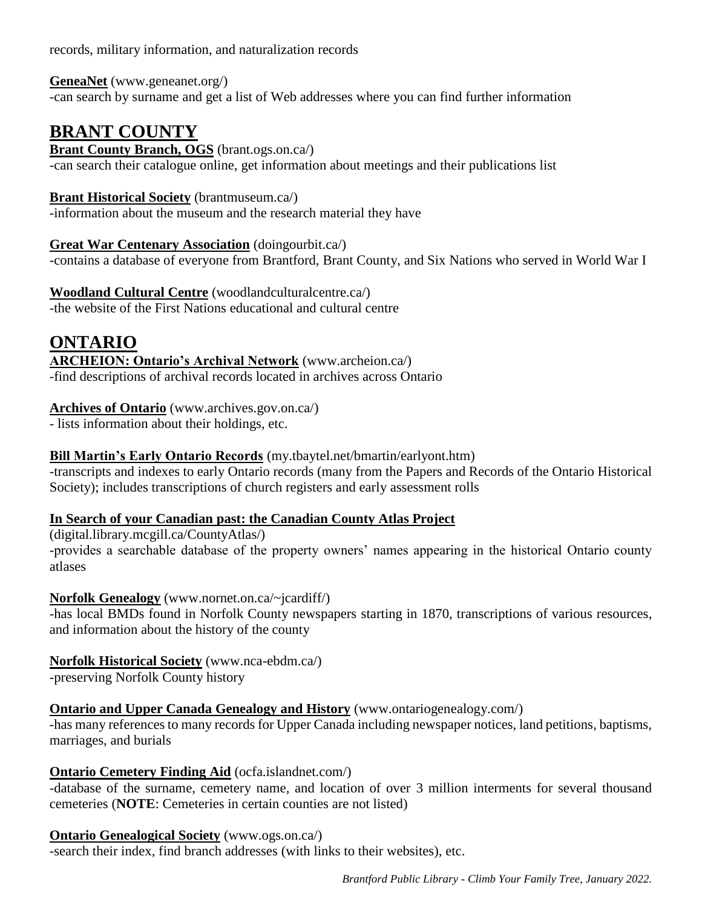records, military information, and naturalization records

**GeneaNet** (www.geneanet.org/)
-can search by surname and get a list of Web addresses where you can find further information

## BRANT COUNTY

**Brant County Branch, OGS** (brant.ogs.on.ca/)
-can search their catalogue online, get information about meetings and their publications list

**Brant Historical Society** (brantmuseum.ca/)
-information about the museum and the research material they have

**Great War Centenary Association** (doingourbit.ca/)
-contains a database of everyone from Brantford, Brant County, and Six Nations who served in World War I

**Woodland Cultural Centre** (woodlandculturalcentre.ca/)
-the website of the First Nations educational and cultural centre

## ONTARIO

**ARCHEION: Ontario's Archival Network** (www.archeion.ca/)
-find descriptions of archival records located in archives across Ontario

**Archives of Ontario** (www.archives.gov.on.ca/)
- lists information about their holdings, etc.

**Bill Martin's Early Ontario Records** (my.tbaytel.net/bmartin/earlyont.htm)
-transcripts and indexes to early Ontario records (many from the Papers and Records of the Ontario Historical Society); includes transcriptions of church registers and early assessment rolls

**In Search of your Canadian past: the Canadian County Atlas Project** (digital.library.mcgill.ca/CountyAtlas/)
-provides a searchable database of the property owners' names appearing in the historical Ontario county atlases

**Norfolk Genealogy** (www.nornet.on.ca/~jcardiff/)
-has local BMDs found in Norfolk County newspapers starting in 1870, transcriptions of various resources, and information about the history of the county

**Norfolk Historical Society** (www.nca-ebdm.ca/)
-preserving Norfolk County history

**Ontario and Upper Canada Genealogy and History** (www.ontariogenealogy.com/)
-has many references to many records for Upper Canada including newspaper notices, land petitions, baptisms, marriages, and burials

**Ontario Cemetery Finding Aid** (ocfa.islandnet.com/)
-database of the surname, cemetery name, and location of over 3 million interments for several thousand cemeteries (**NOTE**: Cemeteries in certain counties are not listed)

**Ontario Genealogical Society** (www.ogs.on.ca/)
-search their index, find branch addresses (with links to their websites), etc.

*Brantford Public Library - Climb Your Family Tree, January 2022.*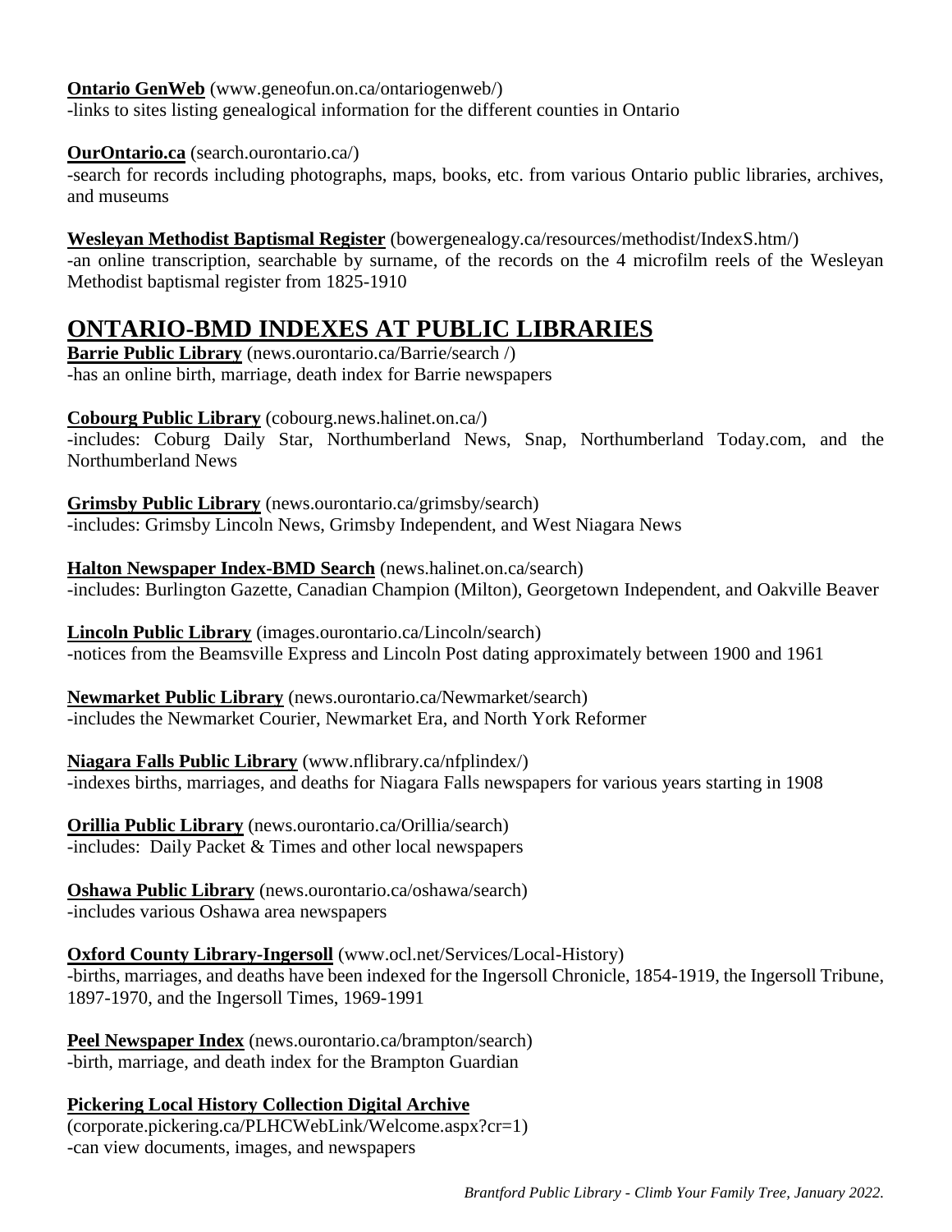**Ontario GenWeb** (www.geneofun.on.ca/ontariogenweb/)
-links to sites listing genealogical information for the different counties in Ontario

**OurOntario.ca** (search.ourontario.ca/)
-search for records including photographs, maps, books, etc. from various Ontario public libraries, archives, and museums

**Wesleyan Methodist Baptismal Register** (bowergenealogy.ca/resources/methodist/IndexS.htm/)
-an online transcription, searchable by surname, of the records on the 4 microfilm reels of the Wesleyan Methodist baptismal register from 1825-1910

## ONTARIO-BMD INDEXES AT PUBLIC LIBRARIES

**Barrie Public Library** (news.ourontario.ca/Barrie/search /)
-has an online birth, marriage, death index for Barrie newspapers

**Cobourg Public Library** (cobourg.news.halinet.on.ca/)
-includes: Coburg Daily Star, Northumberland News, Snap, Northumberland Today.com, and the Northumberland News

**Grimsby Public Library** (news.ourontario.ca/grimsby/search)
-includes: Grimsby Lincoln News, Grimsby Independent, and West Niagara News

**Halton Newspaper Index-BMD Search** (news.halinet.on.ca/search)
-includes: Burlington Gazette, Canadian Champion (Milton), Georgetown Independent, and Oakville Beaver

**Lincoln Public Library** (images.ourontario.ca/Lincoln/search)
-notices from the Beamsville Express and Lincoln Post dating approximately between 1900 and 1961

**Newmarket Public Library** (news.ourontario.ca/Newmarket/search)
-includes the Newmarket Courier, Newmarket Era, and North York Reformer

**Niagara Falls Public Library** (www.nflibrary.ca/nfplindex/)
-indexes births, marriages, and deaths for Niagara Falls newspapers for various years starting in 1908

**Orillia Public Library** (news.ourontario.ca/Orillia/search)
-includes: Daily Packet & Times and other local newspapers

**Oshawa Public Library** (news.ourontario.ca/oshawa/search)
-includes various Oshawa area newspapers

**Oxford County Library-Ingersoll** (www.ocl.net/Services/Local-History)
-births, marriages, and deaths have been indexed for the Ingersoll Chronicle, 1854-1919, the Ingersoll Tribune, 1897-1970, and the Ingersoll Times, 1969-1991

**Peel Newspaper Index** (news.ourontario.ca/brampton/search)
-birth, marriage, and death index for the Brampton Guardian

**Pickering Local History Collection Digital Archive**
(corporate.pickering.ca/PLHCWebLink/Welcome.aspx?cr=1)
-can view documents, images, and newspapers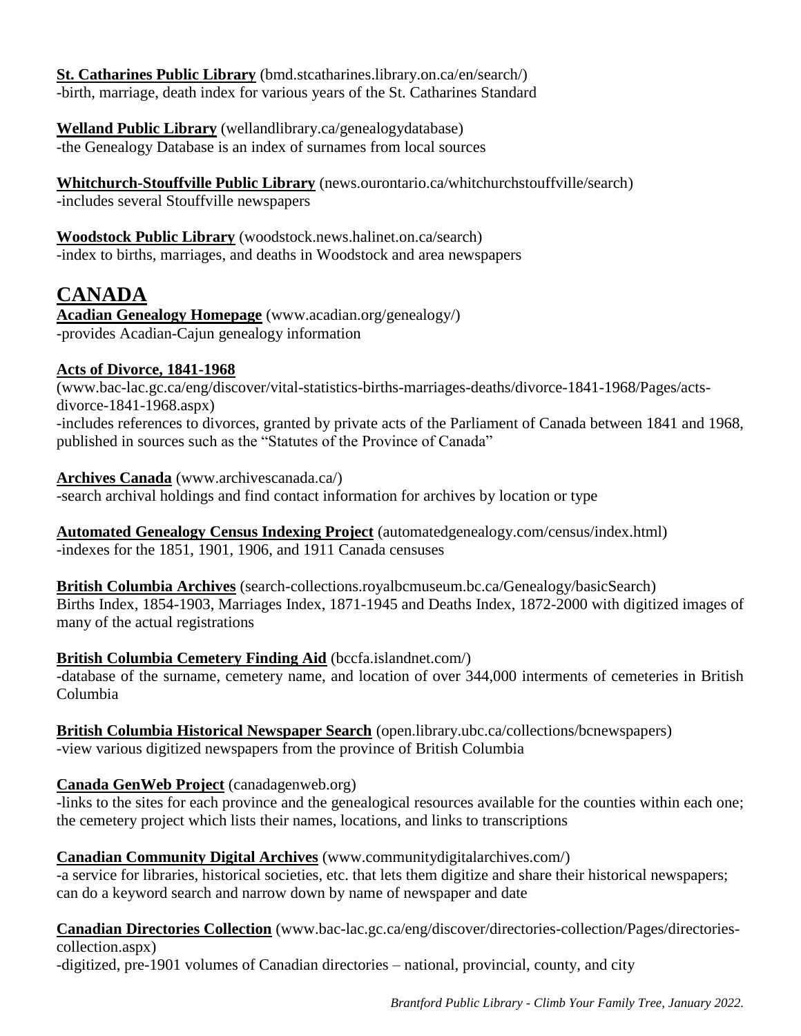**St. Catharines Public Library** (bmd.stcatharines.library.on.ca/en/search/)
-birth, marriage, death index for various years of the St. Catharines Standard

**Welland Public Library** (wellandlibrary.ca/genealogydatabase)
-the Genealogy Database is an index of surnames from local sources

**Whitchurch-Stouffville Public Library** (news.ourontario.ca/whitchurchstouffville/search)
-includes several Stouffville newspapers

**Woodstock Public Library** (woodstock.news.halinet.on.ca/search)
-index to births, marriages, and deaths in Woodstock and area newspapers

# CANADA

**Acadian Genealogy Homepage** (www.acadian.org/genealogy/)
-provides Acadian-Cajun genealogy information

**Acts of Divorce, 1841-1968**
(www.bac-lac.gc.ca/eng/discover/vital-statistics-births-marriages-deaths/divorce-1841-1968/Pages/acts-divorce-1841-1968.aspx)
-includes references to divorces, granted by private acts of the Parliament of Canada between 1841 and 1968, published in sources such as the "Statutes of the Province of Canada"

**Archives Canada** (www.archivescanada.ca/)
-search archival holdings and find contact information for archives by location or type

**Automated Genealogy Census Indexing Project** (automatedgenealogy.com/census/index.html)
-indexes for the 1851, 1901, 1906, and 1911 Canada censuses

**British Columbia Archives** (search-collections.royalbcmuseum.bc.ca/Genealogy/basicSearch)
Births Index, 1854-1903, Marriages Index, 1871-1945 and Deaths Index, 1872-2000 with digitized images of many of the actual registrations

**British Columbia Cemetery Finding Aid** (bccfa.islandnet.com/)
-database of the surname, cemetery name, and location of over 344,000 interments of cemeteries in British Columbia

**British Columbia Historical Newspaper Search** (open.library.ubc.ca/collections/bcnewspapers)
-view various digitized newspapers from the province of British Columbia

**Canada GenWeb Project** (canadagenweb.org)
-links to the sites for each province and the genealogical resources available for the counties within each one; the cemetery project which lists their names, locations, and links to transcriptions

**Canadian Community Digital Archives** (www.communitydigitalarchives.com/)
-a service for libraries, historical societies, etc. that lets them digitize and share their historical newspapers; can do a keyword search and narrow down by name of newspaper and date

**Canadian Directories Collection** (www.bac-lac.gc.ca/eng/discover/directories-collection/Pages/directories-collection.aspx)
-digitized, pre-1901 volumes of Canadian directories – national, provincial, county, and city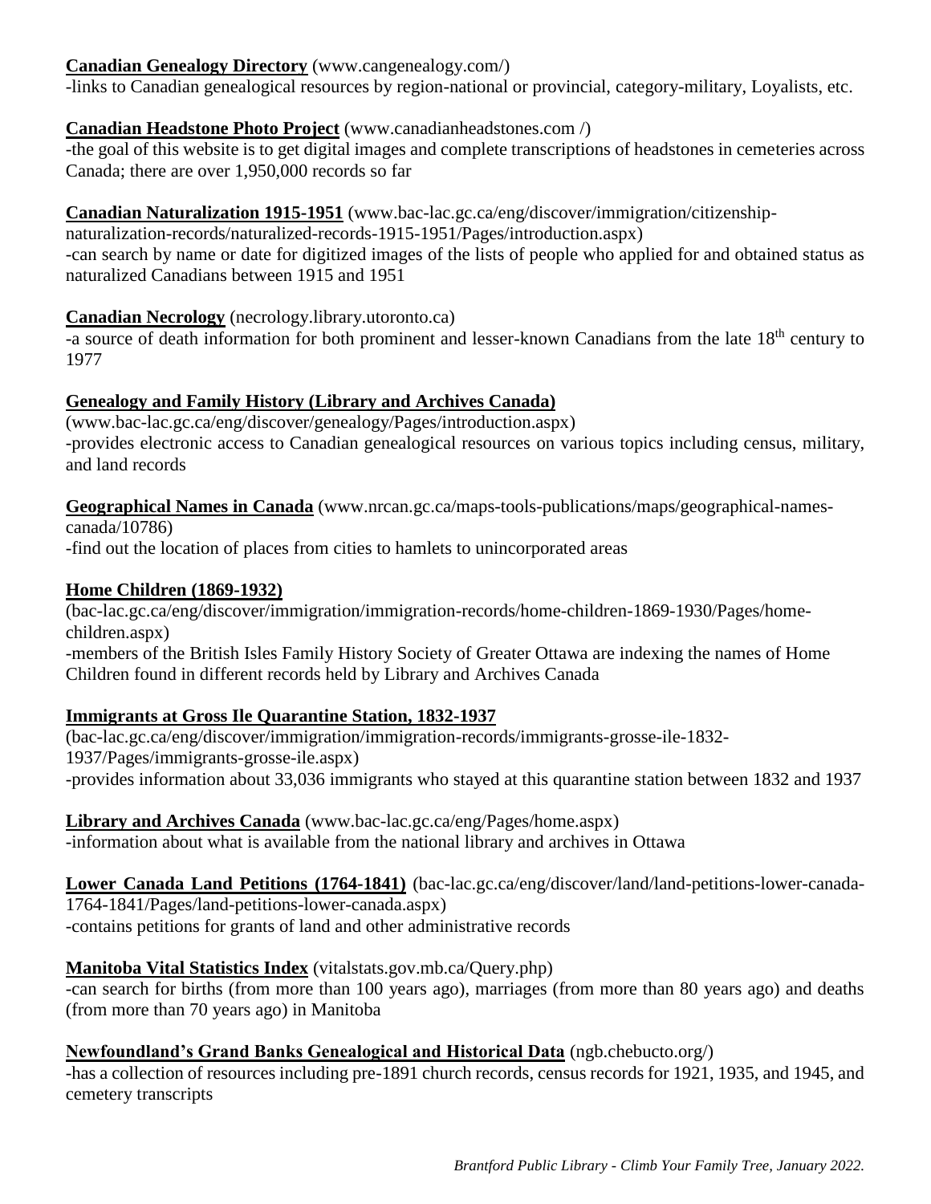**Canadian Genealogy Directory** (www.cangenealogy.com/)
-links to Canadian genealogical resources by region-national or provincial, category-military, Loyalists, etc.

**Canadian Headstone Photo Project** (www.canadianheadstones.com /)
-the goal of this website is to get digital images and complete transcriptions of headstones in cemeteries across Canada; there are over 1,950,000 records so far

**Canadian Naturalization 1915-1951** (www.bac-lac.gc.ca/eng/discover/immigration/citizenship-naturalization-records/naturalized-records-1915-1951/Pages/introduction.aspx)
-can search by name or date for digitized images of the lists of people who applied for and obtained status as naturalized Canadians between 1915 and 1951

**Canadian Necrology** (necrology.library.utoronto.ca)
-a source of death information for both prominent and lesser-known Canadians from the late 18th century to 1977

**Genealogy and Family History (Library and Archives Canada)**
(www.bac-lac.gc.ca/eng/discover/genealogy/Pages/introduction.aspx)
-provides electronic access to Canadian genealogical resources on various topics including census, military, and land records

**Geographical Names in Canada** (www.nrcan.gc.ca/maps-tools-publications/maps/geographical-names-canada/10786)
-find out the location of places from cities to hamlets to unincorporated areas

**Home Children (1869-1932)**
(bac-lac.gc.ca/eng/discover/immigration/immigration-records/home-children-1869-1930/Pages/home-children.aspx)
-members of the British Isles Family History Society of Greater Ottawa are indexing the names of Home Children found in different records held by Library and Archives Canada

**Immigrants at Gross Ile Quarantine Station, 1832-1937**
(bac-lac.gc.ca/eng/discover/immigration/immigration-records/immigrants-grosse-ile-1832-1937/Pages/immigrants-grosse-ile.aspx)
-provides information about 33,036 immigrants who stayed at this quarantine station between 1832 and 1937

**Library and Archives Canada** (www.bac-lac.gc.ca/eng/Pages/home.aspx)
-information about what is available from the national library and archives in Ottawa

**Lower Canada Land Petitions (1764-1841)** (bac-lac.gc.ca/eng/discover/land/land-petitions-lower-canada-1764-1841/Pages/land-petitions-lower-canada.aspx)
-contains petitions for grants of land and other administrative records

**Manitoba Vital Statistics Index** (vitalstats.gov.mb.ca/Query.php)
-can search for births (from more than 100 years ago), marriages (from more than 80 years ago) and deaths (from more than 70 years ago) in Manitoba

**Newfoundland's Grand Banks Genealogical and Historical Data** (ngb.chebucto.org/)
-has a collection of resources including pre-1891 church records, census records for 1921, 1935, and 1945, and cemetery transcripts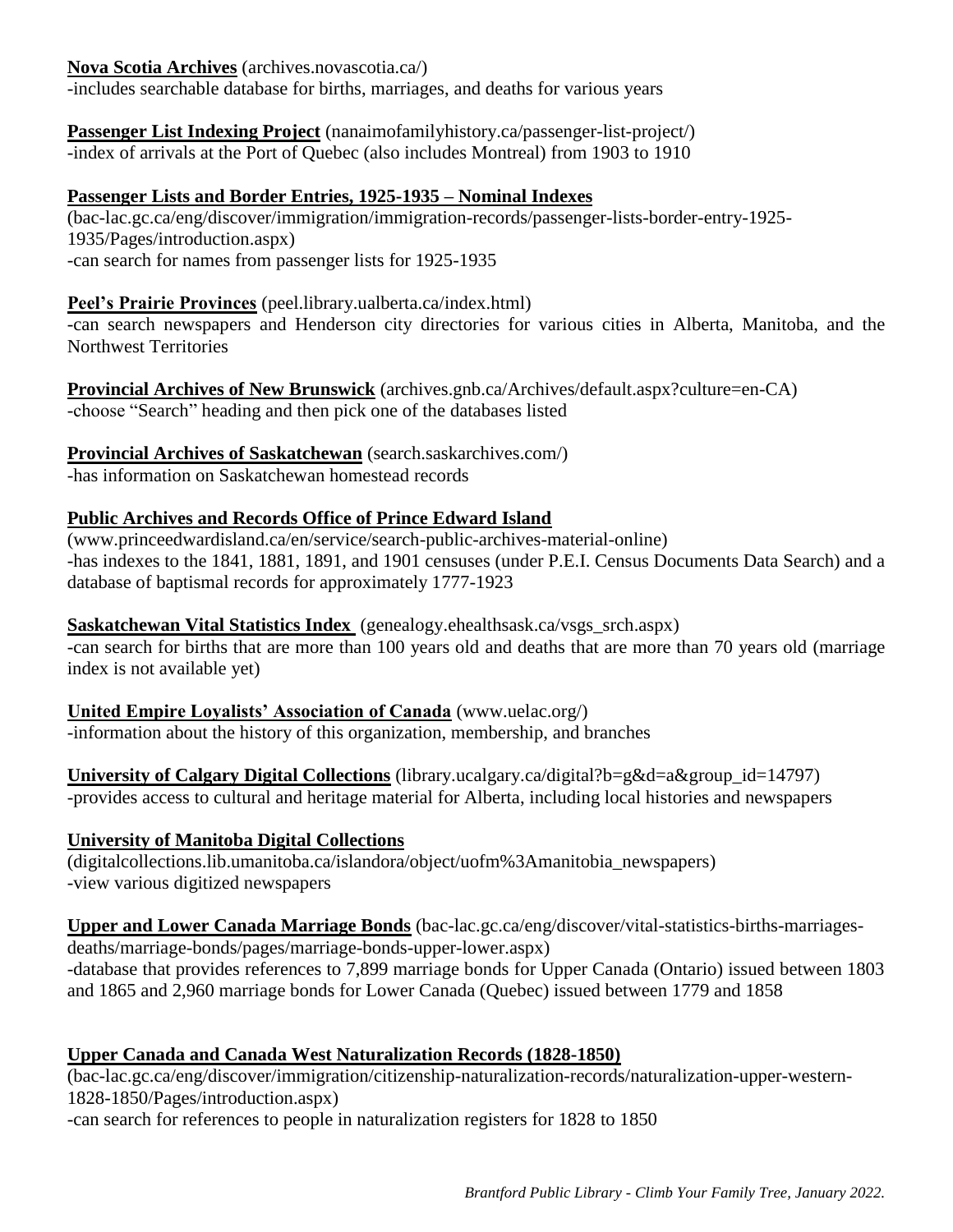**Nova Scotia Archives** (archives.novascotia.ca/)
-includes searchable database for births, marriages, and deaths for various years

**Passenger List Indexing Project** (nanaimofamilyhistory.ca/passenger-list-project/)
-index of arrivals at the Port of Quebec (also includes Montreal) from 1903 to 1910

**Passenger Lists and Border Entries, 1925-1935 – Nominal Indexes**
(bac-lac.gc.ca/eng/discover/immigration/immigration-records/passenger-lists-border-entry-1925-1935/Pages/introduction.aspx)
-can search for names from passenger lists for 1925-1935

**Peel's Prairie Provinces** (peel.library.ualberta.ca/index.html)
-can search newspapers and Henderson city directories for various cities in Alberta, Manitoba, and the Northwest Territories

**Provincial Archives of New Brunswick** (archives.gnb.ca/Archives/default.aspx?culture=en-CA)
-choose "Search" heading and then pick one of the databases listed

**Provincial Archives of Saskatchewan** (search.saskarchives.com/)
-has information on Saskatchewan homestead records

**Public Archives and Records Office of Prince Edward Island**
(www.princeedwardisland.ca/en/service/search-public-archives-material-online)
-has indexes to the 1841, 1881, 1891, and 1901 censuses (under P.E.I. Census Documents Data Search) and a database of baptismal records for approximately 1777-1923

**Saskatchewan Vital Statistics Index** (genealogy.ehealthsask.ca/vsgs_srch.aspx)
-can search for births that are more than 100 years old and deaths that are more than 70 years old (marriage index is not available yet)

**United Empire Loyalists' Association of Canada** (www.uelac.org/)
-information about the history of this organization, membership, and branches

**University of Calgary Digital Collections** (library.ucalgary.ca/digital?b=g&d=a&group_id=14797)
-provides access to cultural and heritage material for Alberta, including local histories and newspapers

**University of Manitoba Digital Collections**
(digitalcollections.lib.umanitoba.ca/islandora/object/uofm%3Amanitoba_newspapers)
-view various digitized newspapers

**Upper and Lower Canada Marriage Bonds** (bac-lac.gc.ca/eng/discover/vital-statistics-births-marriages-deaths/marriage-bonds/pages/marriage-bonds-upper-lower.aspx)
-database that provides references to 7,899 marriage bonds for Upper Canada (Ontario) issued between 1803 and 1865 and 2,960 marriage bonds for Lower Canada (Quebec) issued between 1779 and 1858

**Upper Canada and Canada West Naturalization Records (1828-1850)**
(bac-lac.gc.ca/eng/discover/immigration/citizenship-naturalization-records/naturalization-upper-western-1828-1850/Pages/introduction.aspx)
-can search for references to people in naturalization registers for 1828 to 1850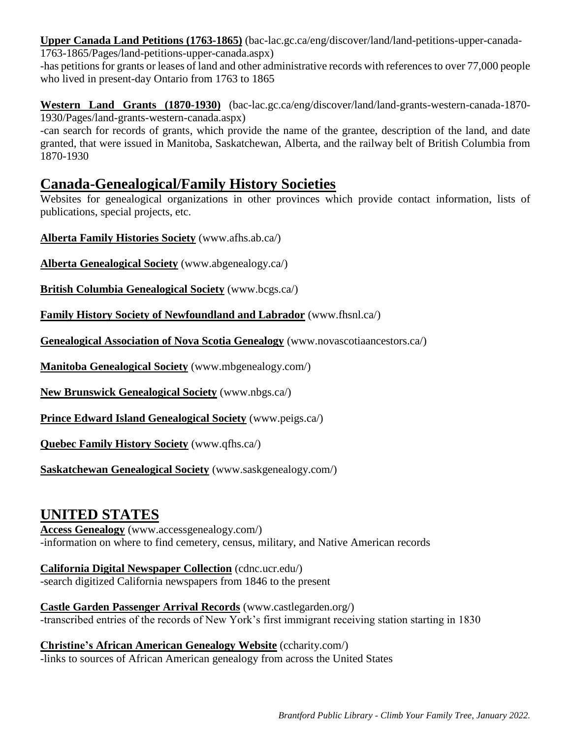**Upper Canada Land Petitions (1763-1865)** (bac-lac.gc.ca/eng/discover/land/land-petitions-upper-canada-1763-1865/Pages/land-petitions-upper-canada.aspx)
-has petitions for grants or leases of land and other administrative records with references to over 77,000 people who lived in present-day Ontario from 1763 to 1865

**Western Land Grants (1870-1930)** (bac-lac.gc.ca/eng/discover/land/land-grants-western-canada-1870-1930/Pages/land-grants-western-canada.aspx)
-can search for records of grants, which provide the name of the grantee, description of the land, and date granted, that were issued in Manitoba, Saskatchewan, Alberta, and the railway belt of British Columbia from 1870-1930

## Canada-Genealogical/Family History Societies

Websites for genealogical organizations in other provinces which provide contact information, lists of publications, special projects, etc.

**Alberta Family Histories Society** (www.afhs.ab.ca/)

**Alberta Genealogical Society** (www.abgenealogy.ca/)

**British Columbia Genealogical Society** (www.bcgs.ca/)

**Family History Society of Newfoundland and Labrador** (www.fhsnl.ca/)

**Genealogical Association of Nova Scotia Genealogy** (www.novascotiaancestors.ca/)

**Manitoba Genealogical Society** (www.mbgenealogy.com/)

**New Brunswick Genealogical Society** (www.nbgs.ca/)

**Prince Edward Island Genealogical Society** (www.peigs.ca/)

**Quebec Family History Society** (www.qfhs.ca/)

**Saskatchewan Genealogical Society** (www.saskgenealogy.com/)

# UNITED STATES

**Access Genealogy** (www.accessgenealogy.com/)
-information on where to find cemetery, census, military, and Native American records

**California Digital Newspaper Collection** (cdnc.ucr.edu/)
-search digitized California newspapers from 1846 to the present

**Castle Garden Passenger Arrival Records** (www.castlegarden.org/)
-transcribed entries of the records of New York's first immigrant receiving station starting in 1830

**Christine's African American Genealogy Website** (ccharity.com/)
-links to sources of African American genealogy from across the United States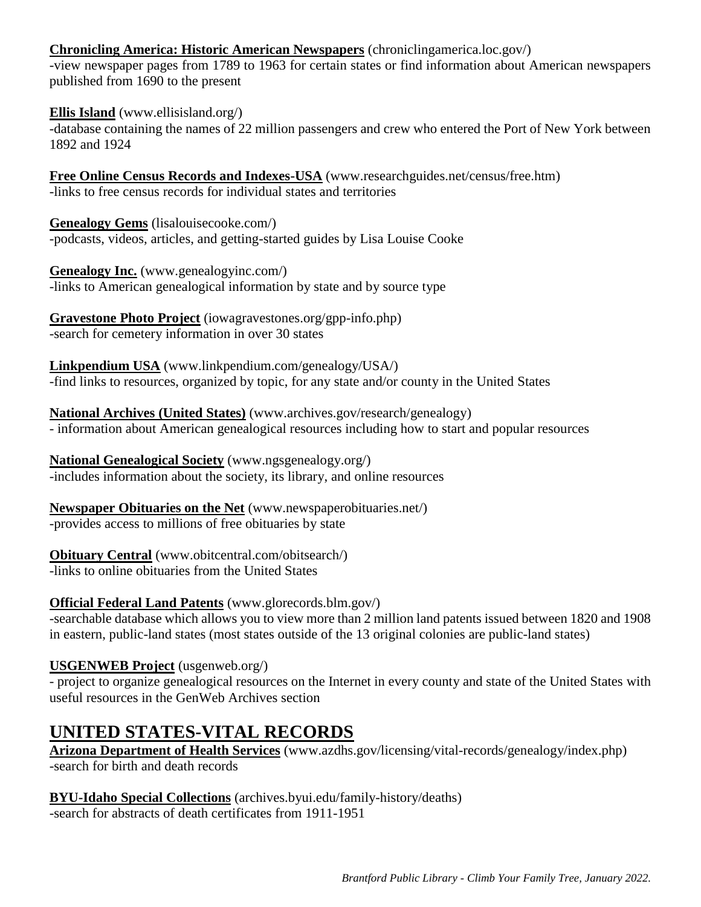**Chronicling America: Historic American Newspapers** (chroniclingamerica.loc.gov/)
-view newspaper pages from 1789 to 1963 for certain states or find information about American newspapers published from 1690 to the present

**Ellis Island** (www.ellisisland.org/)
-database containing the names of 22 million passengers and crew who entered the Port of New York between 1892 and 1924

**Free Online Census Records and Indexes-USA** (www.researchguides.net/census/free.htm)
-links to free census records for individual states and territories

**Genealogy Gems** (lisalouisecooke.com/)
-podcasts, videos, articles, and getting-started guides by Lisa Louise Cooke

**Genealogy Inc.** (www.genealogyinc.com/)
-links to American genealogical information by state and by source type

**Gravestone Photo Project** (iowagravestones.org/gpp-info.php)
-search for cemetery information in over 30 states

**Linkpendium USA** (www.linkpendium.com/genealogy/USA/)
-find links to resources, organized by topic, for any state and/or county in the United States

**National Archives (United States)** (www.archives.gov/research/genealogy)
- information about American genealogical resources including how to start and popular resources

**National Genealogical Society** (www.ngsgenealogy.org/)
-includes information about the society, its library, and online resources

**Newspaper Obituaries on the Net** (www.newspaperobituaries.net/)
-provides access to millions of free obituaries by state

**Obituary Central** (www.obitcentral.com/obitsearch/)
-links to online obituaries from the United States

**Official Federal Land Patents** (www.glorecords.blm.gov/)
-searchable database which allows you to view more than 2 million land patents issued between 1820 and 1908 in eastern, public-land states (most states outside of the 13 original colonies are public-land states)

**USGENWEB Project** (usgenweb.org/)
- project to organize genealogical resources on the Internet in every county and state of the United States with useful resources in the GenWeb Archives section

## UNITED STATES-VITAL RECORDS

**Arizona Department of Health Services** (www.azdhs.gov/licensing/vital-records/genealogy/index.php)
-search for birth and death records

**BYU-Idaho Special Collections** (archives.byui.edu/family-history/deaths)
-search for abstracts of death certificates from 1911-1951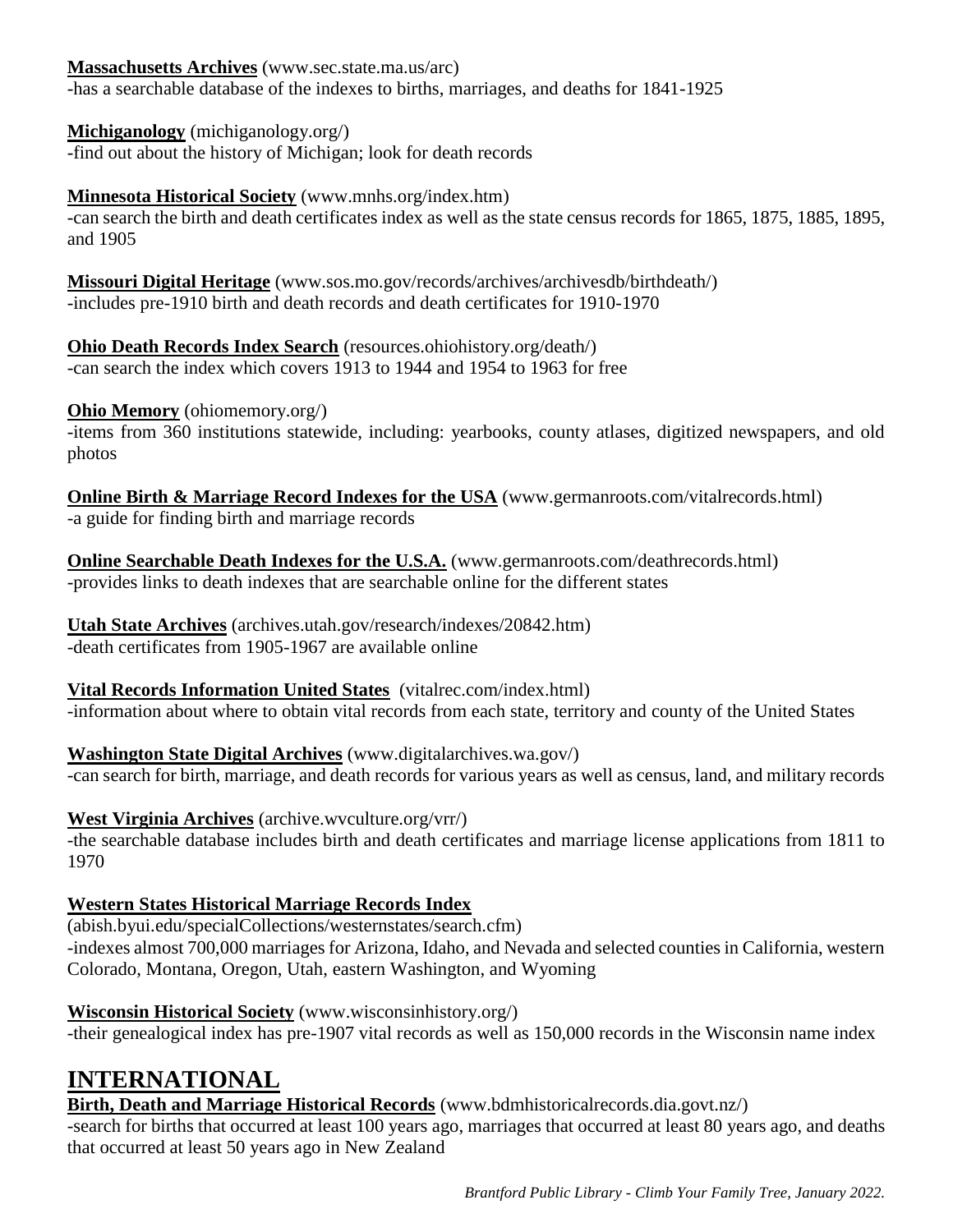**Massachusetts Archives** (www.sec.state.ma.us/arc)
-has a searchable database of the indexes to births, marriages, and deaths for 1841-1925

**Michiganology** (michiganology.org/)
-find out about the history of Michigan; look for death records

**Minnesota Historical Society** (www.mnhs.org/index.htm)
-can search the birth and death certificates index as well as the state census records for 1865, 1875, 1885, 1895, and 1905

**Missouri Digital Heritage** (www.sos.mo.gov/records/archives/archivesdb/birthdeath/)
-includes pre-1910 birth and death records and death certificates for 1910-1970

**Ohio Death Records Index Search** (resources.ohiohistory.org/death/)
-can search the index which covers 1913 to 1944 and 1954 to 1963 for free

**Ohio Memory** (ohiomemory.org/)
-items from 360 institutions statewide, including: yearbooks, county atlases, digitized newspapers, and old photos

**Online Birth & Marriage Record Indexes for the USA** (www.germanroots.com/vitalrecords.html)
-a guide for finding birth and marriage records

**Online Searchable Death Indexes for the U.S.A.** (www.germanroots.com/deathrecords.html)
-provides links to death indexes that are searchable online for the different states

**Utah State Archives** (archives.utah.gov/research/indexes/20842.htm)
-death certificates from 1905-1967 are available online

**Vital Records Information United States** (vitalrec.com/index.html)
-information about where to obtain vital records from each state, territory and county of the United States

**Washington State Digital Archives** (www.digitalarchives.wa.gov/)
-can search for birth, marriage, and death records for various years as well as census, land, and military records

**West Virginia Archives** (archive.wvculture.org/vrr/)
-the searchable database includes birth and death certificates and marriage license applications from 1811 to 1970

**Western States Historical Marriage Records Index**
(abish.byui.edu/specialCollections/westernstates/search.cfm)
-indexes almost 700,000 marriages for Arizona, Idaho, and Nevada and selected counties in California, western Colorado, Montana, Oregon, Utah, eastern Washington, and Wyoming

**Wisconsin Historical Society** (www.wisconsinhistory.org/)
-their genealogical index has pre-1907 vital records as well as 150,000 records in the Wisconsin name index

## INTERNATIONAL

**Birth, Death and Marriage Historical Records** (www.bdmhistoricalrecords.dia.govt.nz/)
-search for births that occurred at least 100 years ago, marriages that occurred at least 80 years ago, and deaths that occurred at least 50 years ago in New Zealand

*Brantford Public Library - Climb Your Family Tree, January 2022.*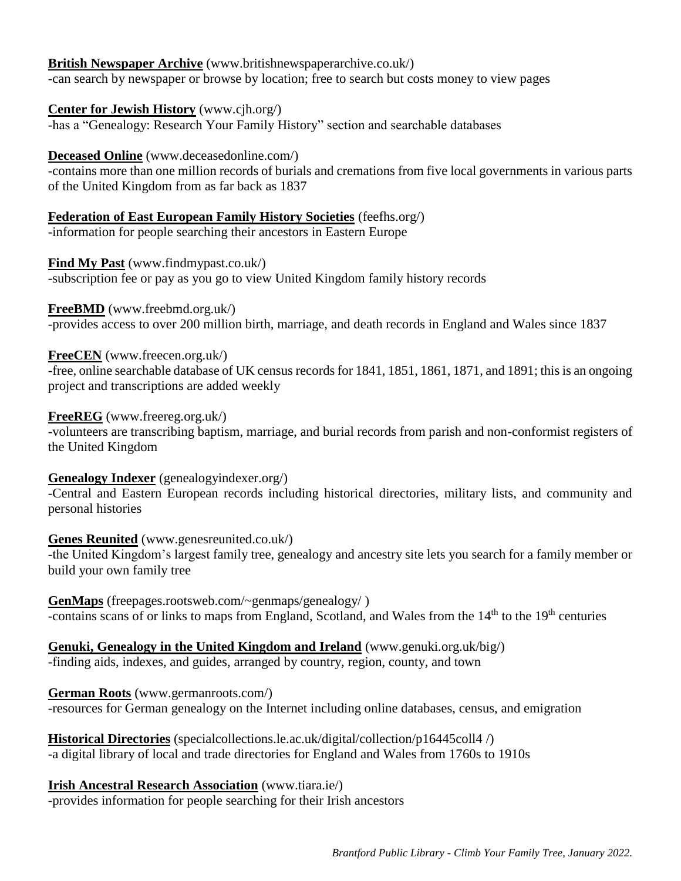**British Newspaper Archive** (www.britishnewspaperarchive.co.uk/)
-can search by newspaper or browse by location; free to search but costs money to view pages

**Center for Jewish History** (www.cjh.org/)
-has a "Genealogy: Research Your Family History" section and searchable databases

**Deceased Online** (www.deceasedonline.com/)
-contains more than one million records of burials and cremations from five local governments in various parts of the United Kingdom from as far back as 1837

**Federation of East European Family History Societies** (feefhs.org/)
-information for people searching their ancestors in Eastern Europe

**Find My Past** (www.findmypast.co.uk/)
-subscription fee or pay as you go to view United Kingdom family history records

**FreeBMD** (www.freebmd.org.uk/)
-provides access to over 200 million birth, marriage, and death records in England and Wales since 1837

**FreeCEN** (www.freecen.org.uk/)
-free, online searchable database of UK census records for 1841, 1851, 1861, 1871, and 1891; this is an ongoing project and transcriptions are added weekly

**FreeREG** (www.freereg.org.uk/)
-volunteers are transcribing baptism, marriage, and burial records from parish and non-conformist registers of the United Kingdom

**Genealogy Indexer** (genealogyindexer.org/)
-Central and Eastern European records including historical directories, military lists, and community and personal histories

**Genes Reunited** (www.genesreunited.co.uk/)
-the United Kingdom's largest family tree, genealogy and ancestry site lets you search for a family member or build your own family tree

**GenMaps** (freepages.rootsweb.com/~genmaps/genealogy/ )
-contains scans of or links to maps from England, Scotland, and Wales from the 14th to the 19th centuries

**Genuki, Genealogy in the United Kingdom and Ireland** (www.genuki.org.uk/big/)
-finding aids, indexes, and guides, arranged by country, region, county, and town

**German Roots** (www.germanroots.com/)
-resources for German genealogy on the Internet including online databases, census, and emigration

**Historical Directories** (specialcollections.le.ac.uk/digital/collection/p16445coll4 /)
-a digital library of local and trade directories for England and Wales from 1760s to 1910s

**Irish Ancestral Research Association** (www.tiara.ie/)
-provides information for people searching for their Irish ancestors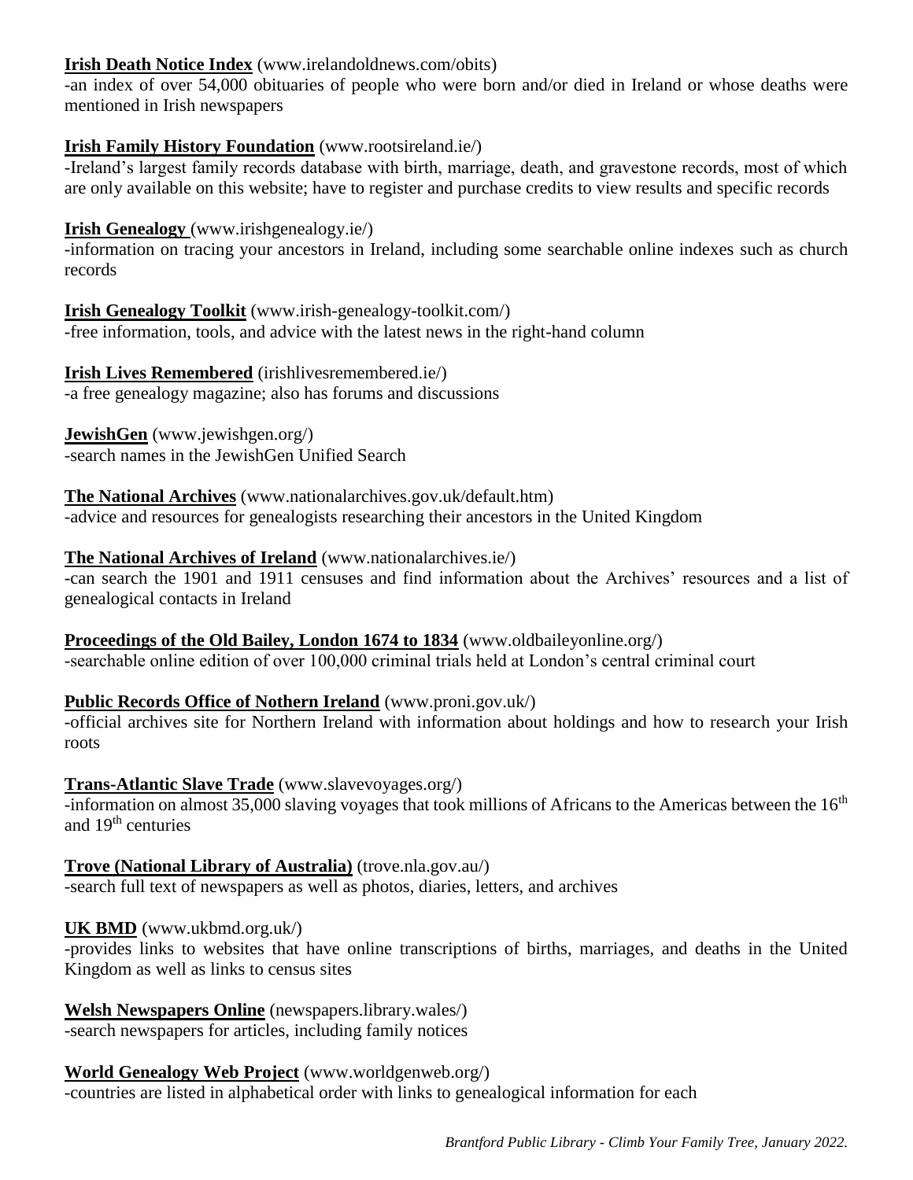**Irish Death Notice Index** (www.irelandoldnews.com/obits)
-an index of over 54,000 obituaries of people who were born and/or died in Ireland or whose deaths were mentioned in Irish newspapers

**Irish Family History Foundation** (www.rootsireland.ie/)
-Ireland's largest family records database with birth, marriage, death, and gravestone records, most of which are only available on this website; have to register and purchase credits to view results and specific records

**Irish Genealogy** (www.irishgenealogy.ie/)
-information on tracing your ancestors in Ireland, including some searchable online indexes such as church records

**Irish Genealogy Toolkit** (www.irish-genealogy-toolkit.com/)
-free information, tools, and advice with the latest news in the right-hand column

**Irish Lives Remembered** (irishlivesremembered.ie/)
-a free genealogy magazine; also has forums and discussions

**JewishGen** (www.jewishgen.org/)
-search names in the JewishGen Unified Search

**The National Archives** (www.nationalarchives.gov.uk/default.htm)
-advice and resources for genealogists researching their ancestors in the United Kingdom

**The National Archives of Ireland** (www.nationalarchives.ie/)
-can search the 1901 and 1911 censuses and find information about the Archives' resources and a list of genealogical contacts in Ireland

**Proceedings of the Old Bailey, London 1674 to 1834** (www.oldbaileyonline.org/)
-searchable online edition of over 100,000 criminal trials held at London's central criminal court

**Public Records Office of Nothern Ireland** (www.proni.gov.uk/)
-official archives site for Northern Ireland with information about holdings and how to research your Irish roots

**Trans-Atlantic Slave Trade** (www.slavevoyages.org/)
-information on almost 35,000 slaving voyages that took millions of Africans to the Americas between the 16th and 19th centuries

**Trove (National Library of Australia)** (trove.nla.gov.au/)
-search full text of newspapers as well as photos, diaries, letters, and archives

**UK BMD** (www.ukbmd.org.uk/)
-provides links to websites that have online transcriptions of births, marriages, and deaths in the United Kingdom as well as links to census sites

**Welsh Newspapers Online** (newspapers.library.wales/)
-search newspapers for articles, including family notices

**World Genealogy Web Project** (www.worldgenweb.org/)
-countries are listed in alphabetical order with links to genealogical information for each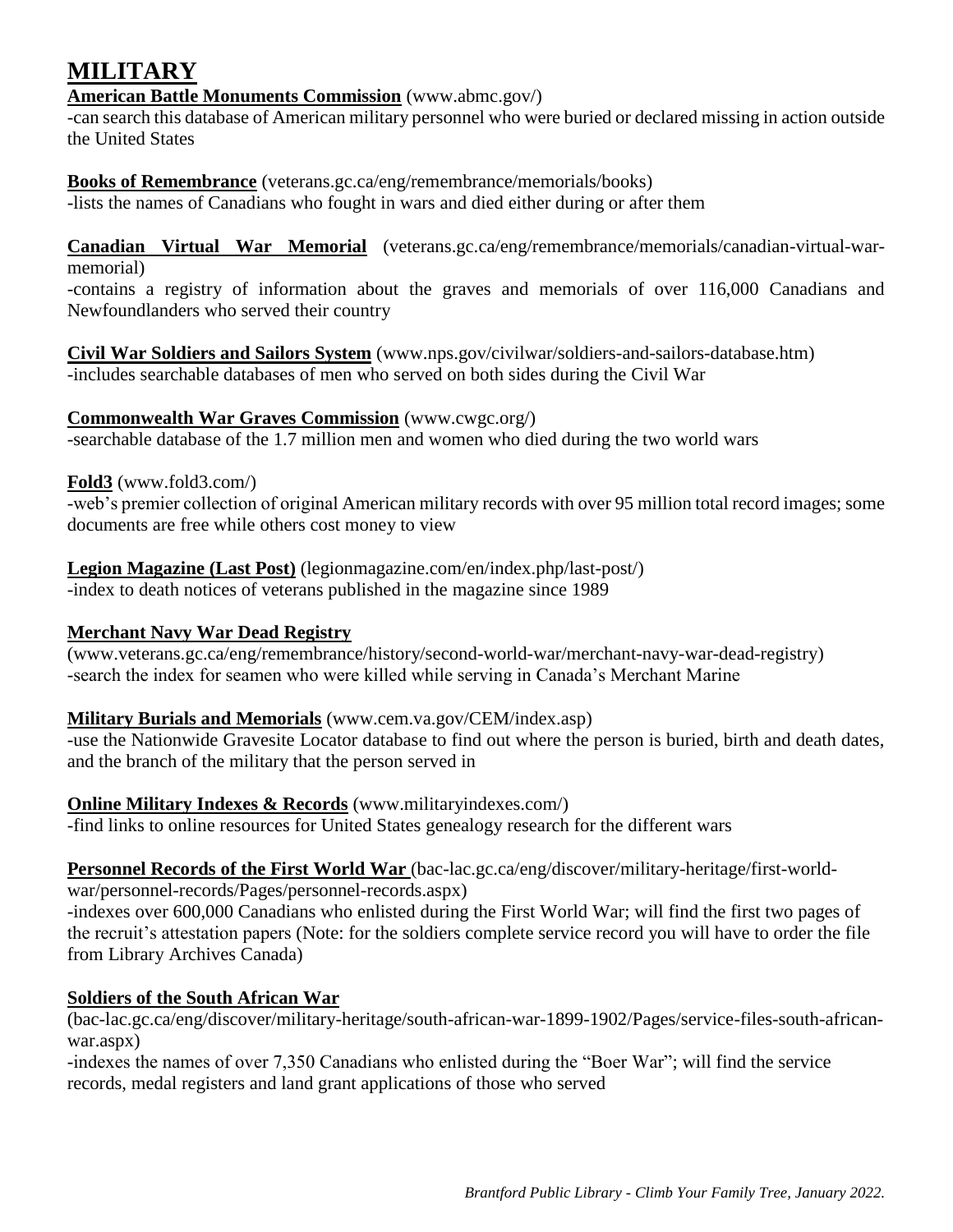# MILITARY

**American Battle Monuments Commission** (www.abmc.gov/)
-can search this database of American military personnel who were buried or declared missing in action outside the United States

**Books of Remembrance** (veterans.gc.ca/eng/remembrance/memorials/books)
-lists the names of Canadians who fought in wars and died either during or after them

**Canadian Virtual War Memorial** (veterans.gc.ca/eng/remembrance/memorials/canadian-virtual-war-memorial)
-contains a registry of information about the graves and memorials of over 116,000 Canadians and Newfoundlanders who served their country

**Civil War Soldiers and Sailors System** (www.nps.gov/civilwar/soldiers-and-sailors-database.htm)
-includes searchable databases of men who served on both sides during the Civil War

**Commonwealth War Graves Commission** (www.cwgc.org/)
-searchable database of the 1.7 million men and women who died during the two world wars

**Fold3** (www.fold3.com/)
-web's premier collection of original American military records with over 95 million total record images; some documents are free while others cost money to view

**Legion Magazine (Last Post)** (legionmagazine.com/en/index.php/last-post/)
-index to death notices of veterans published in the magazine since 1989

**Merchant Navy War Dead Registry**
(www.veterans.gc.ca/eng/remembrance/history/second-world-war/merchant-navy-war-dead-registry)
-search the index for seamen who were killed while serving in Canada's Merchant Marine

**Military Burials and Memorials** (www.cem.va.gov/CEM/index.asp)
-use the Nationwide Gravesite Locator database to find out where the person is buried, birth and death dates, and the branch of the military that the person served in

**Online Military Indexes & Records** (www.militaryindexes.com/)
-find links to online resources for United States genealogy research for the different wars

**Personnel Records of the First World War** (bac-lac.gc.ca/eng/discover/military-heritage/first-world-war/personnel-records/Pages/personnel-records.aspx)
-indexes over 600,000 Canadians who enlisted during the First World War; will find the first two pages of the recruit's attestation papers (Note: for the soldiers complete service record you will have to order the file from Library Archives Canada)

**Soldiers of the South African War**
(bac-lac.gc.ca/eng/discover/military-heritage/south-african-war-1899-1902/Pages/service-files-south-african-war.aspx)
-indexes the names of over 7,350 Canadians who enlisted during the "Boer War"; will find the service records, medal registers and land grant applications of those who served

*Brantford Public Library - Climb Your Family Tree, January 2022.*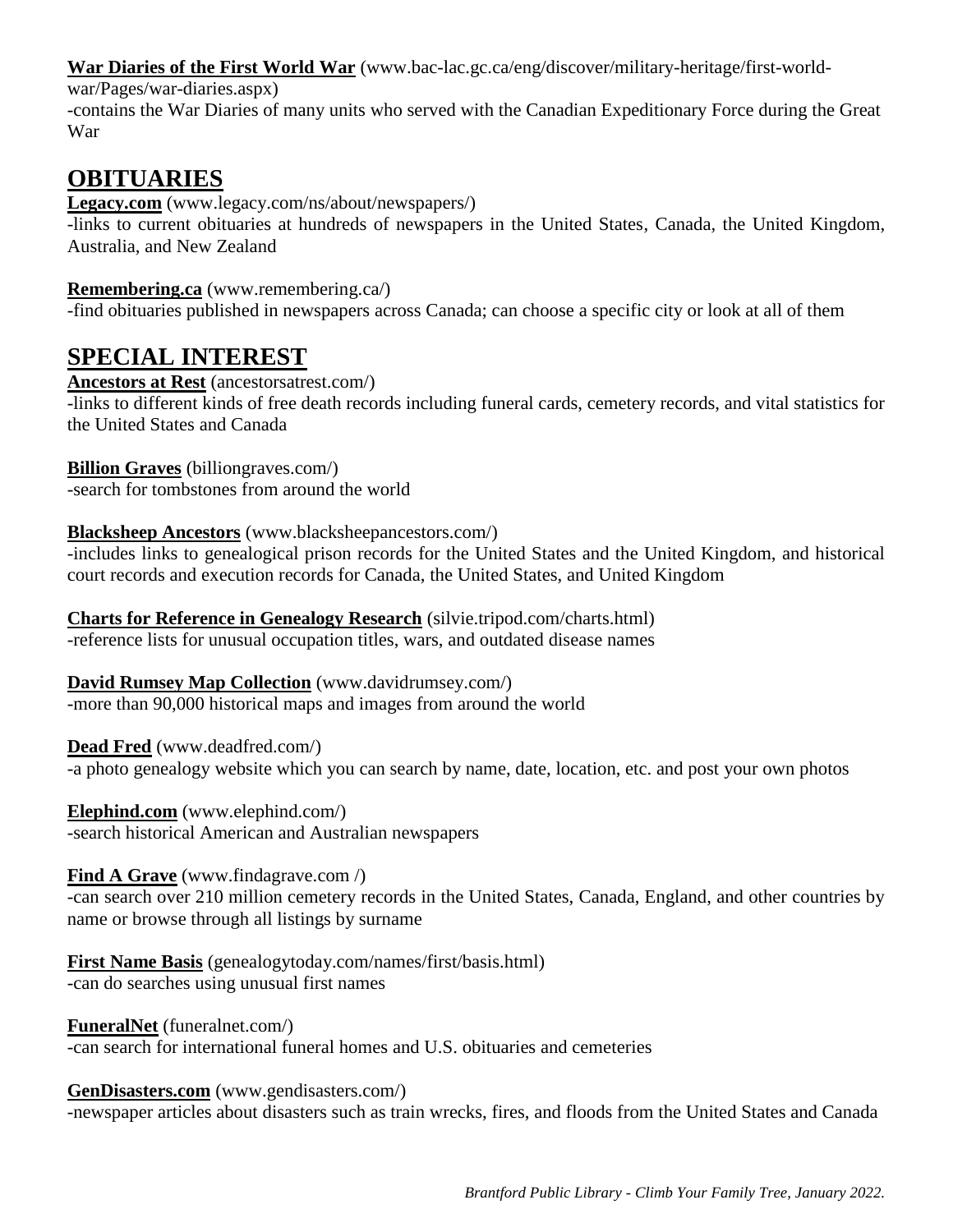**War Diaries of the First World War** (www.bac-lac.gc.ca/eng/discover/military-heritage/first-world-war/Pages/war-diaries.aspx)
-contains the War Diaries of many units who served with the Canadian Expeditionary Force during the Great War

## OBITUARIES

**Legacy.com** (www.legacy.com/ns/about/newspapers/)
-links to current obituaries at hundreds of newspapers in the United States, Canada, the United Kingdom, Australia, and New Zealand

**Remembering.ca** (www.remembering.ca/)
-find obituaries published in newspapers across Canada; can choose a specific city or look at all of them

## SPECIAL INTEREST

**Ancestors at Rest** (ancestorsatrest.com/)
-links to different kinds of free death records including funeral cards, cemetery records, and vital statistics for the United States and Canada

**Billion Graves** (billiongraves.com/)
-search for tombstones from around the world

**Blacksheep Ancestors** (www.blacksheepancestors.com/)
-includes links to genealogical prison records for the United States and the United Kingdom, and historical court records and execution records for Canada, the United States, and United Kingdom

**Charts for Reference in Genealogy Research** (silvie.tripod.com/charts.html)
-reference lists for unusual occupation titles, wars, and outdated disease names

**David Rumsey Map Collection** (www.davidrumsey.com/)
-more than 90,000 historical maps and images from around the world

**Dead Fred** (www.deadfred.com/)
-a photo genealogy website which you can search by name, date, location, etc. and post your own photos

**Elephind.com** (www.elephind.com/)
-search historical American and Australian newspapers

**Find A Grave** (www.findagrave.com /)
-can search over 210 million cemetery records in the United States, Canada, England, and other countries by name or browse through all listings by surname

**First Name Basis** (genealogytoday.com/names/first/basis.html)
-can do searches using unusual first names

**FuneralNet** (funeralnet.com/)
-can search for international funeral homes and U.S. obituaries and cemeteries

**GenDisasters.com** (www.gendisasters.com/)
-newspaper articles about disasters such as train wrecks, fires, and floods from the United States and Canada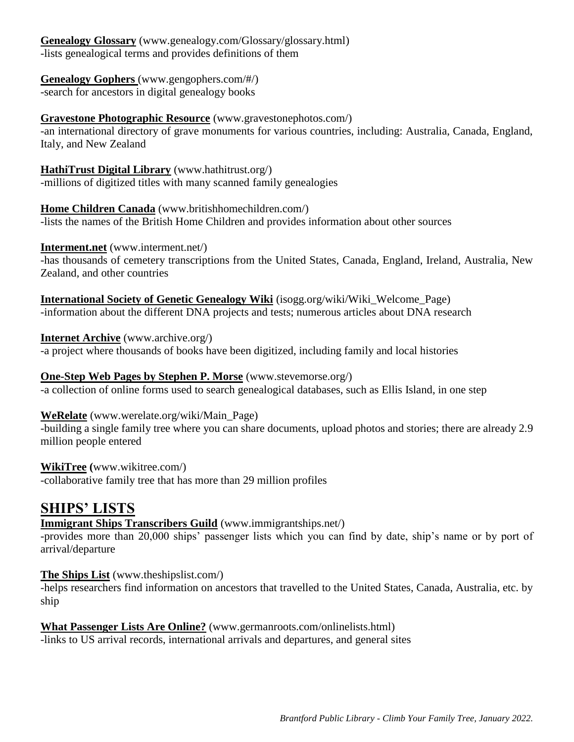**Genealogy Glossary** (www.genealogy.com/Glossary/glossary.html)
-lists genealogical terms and provides definitions of them

**Genealogy Gophers** (www.gengophers.com/#/)
-search for ancestors in digital genealogy books

**Gravestone Photographic Resource** (www.gravestonephotos.com/)
-an international directory of grave monuments for various countries, including: Australia, Canada, England, Italy, and New Zealand

**HathiTrust Digital Library** (www.hathitrust.org/)
-millions of digitized titles with many scanned family genealogies

**Home Children Canada** (www.britishhomechildren.com/)
-lists the names of the British Home Children and provides information about other sources

**Interment.net** (www.interment.net/)
-has thousands of cemetery transcriptions from the United States, Canada, England, Ireland, Australia, New Zealand, and other countries

**International Society of Genetic Genealogy Wiki** (isogg.org/wiki/Wiki_Welcome_Page)
-information about the different DNA projects and tests; numerous articles about DNA research

**Internet Archive** (www.archive.org/)
-a project where thousands of books have been digitized, including family and local histories

**One-Step Web Pages by Stephen P. Morse** (www.stevemorse.org/)
-a collection of online forms used to search genealogical databases, such as Ellis Island, in one step

**WeRelate** (www.werelate.org/wiki/Main_Page)
-building a single family tree where you can share documents, upload photos and stories; there are already 2.9 million people entered

**WikiTree** (www.wikitree.com/)
-collaborative family tree that has more than 29 million profiles

## SHIPS' LISTS

**Immigrant Ships Transcribers Guild** (www.immigrantships.net/)
-provides more than 20,000 ships' passenger lists which you can find by date, ship's name or by port of arrival/departure

**The Ships List** (www.theshipslist.com/)
-helps researchers find information on ancestors that travelled to the United States, Canada, Australia, etc. by ship

**What Passenger Lists Are Online?** (www.germanroots.com/onlinelists.html)
-links to US arrival records, international arrivals and departures, and general sites